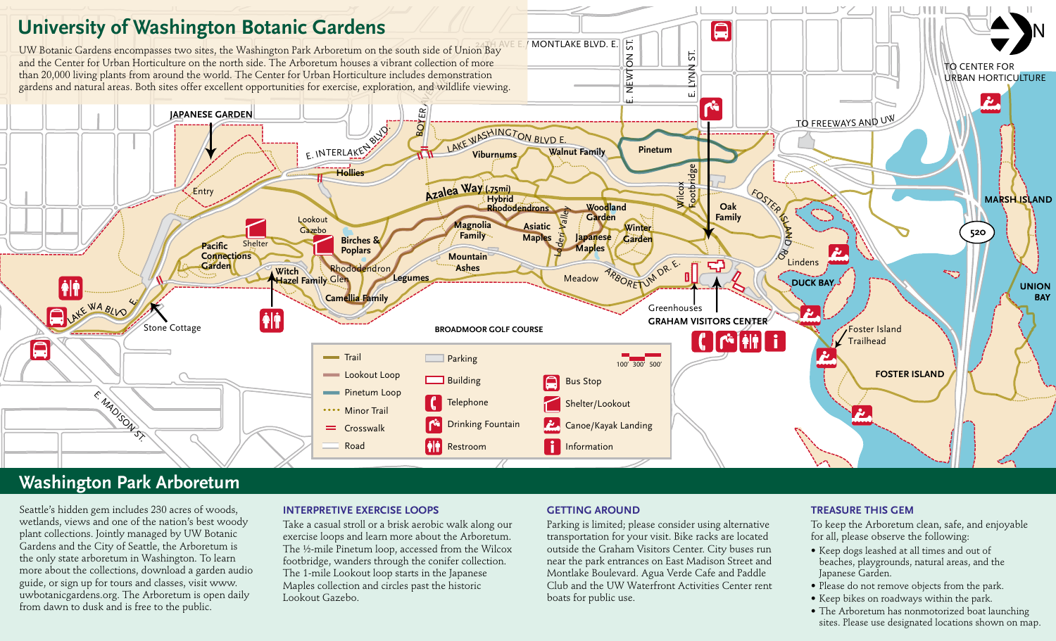# University of Washington Botanic Gardens

UW Botanic Gardens encompasses two sites, the Washington Park Arboretum on the south side of Union Bay and the Center for Urban Horticulture on the north side. The Arboretum houses a vibrant collection of more than 20,000 living plants from around the world. The Center for Urban Horticulture includes demonstration gardens and natural areas. Both sites offer excellent opportunities for exercise, exploration, and wildlife viewing.

JAPANESE GARDEN

Entry

E. INTERLAKEN BLVD.

BOYER AVE. E.

LAKE WASHINGTON BLVD E.

24TH AVE E / MONTLAKE BLVD. E.

E. NEWTON ST.

E. LYNN ST.

TO CENTER FOR URBAN HORTICULTURE

TO FREEWAYS AND UW

Hollies

Viburnums

Walnut Family

Pinetum

Wilcox Footbridge

Azalea Way (.75mi)

Hybrid Rhododendrons

Woodland Garden

Oak Family

FOSTER ISLAND RD.

MARSH ISLAND

520

Lookout Gazebo

Shelter

Pacific Connections Garden

Birches & Poplars

Magnolia Family

Asiatic Maples

Loderi Valley

Japanese Maples

Winter Garden

Lindens

DUCK BAY

UNION BAY

Witch Hazel Family

Rhododendron Glen

Legumes

Mountain Ashes

Meadow

ARBORETUM DR. E.

Greenhouses

GRAHAM VISITORS CENTER

Camellia Family

LAKE WA BLVD E.

Stone Cottage

BROADMOOR GOLF COURSE

Foster Island Trailhead

FOSTER ISLAND

E. MADISON ST.

100' 300' 500'

| Legend | | |
|---|---|---|
| Trail | Parking | Bus Stop |
| Lookout Loop | Building | Shelter/Lookout |
| Pinetum Loop | Telephone | Canoe/Kayak Landing |
| Minor Trail | Drinking Fountain | Information |
| Crosswalk | Restroom | |
| Road | | |

## Washington Park Arboretum

Seattle's hidden gem includes 230 acres of woods, wetlands, views and one of the nation's best woody plant collections. Jointly managed by UW Botanic Gardens and the City of Seattle, the Arboretum is the only state arboretum in Washington. To learn more about the collections, download a garden audio guide, or sign up for tours and classes, visit www.uwbotanicgardens.org. The Arboretum is open daily from dawn to dusk and is free to the public.

### INTERPRETIVE EXERCISE LOOPS

Take a casual stroll or a brisk aerobic walk along our exercise loops and learn more about the Arboretum. The ½-mile Pinetum loop, accessed from the Wilcox footbridge, wanders through the conifer collection. The 1-mile Lookout loop starts in the Japanese Maples collection and circles past the historic Lookout Gazebo.

### GETTING AROUND

Parking is limited; please consider using alternative transportation for your visit. Bike racks are located outside the Graham Visitors Center. City buses run near the park entrances on East Madison Street and Montlake Boulevard. Agua Verde Cafe and Paddle Club and the UW Waterfront Activities Center rent boats for public use.

### TREASURE THIS GEM

To keep the Arboretum clean, safe, and enjoyable for all, please observe the following:

- Keep dogs leashed at all times and out of beaches, playgrounds, natural areas, and the Japanese Garden.
- Please do not remove objects from the park.
- Keep bikes on roadways within the park.
- The Arboretum has nonmotorized boat launching sites. Please use designated locations shown on map.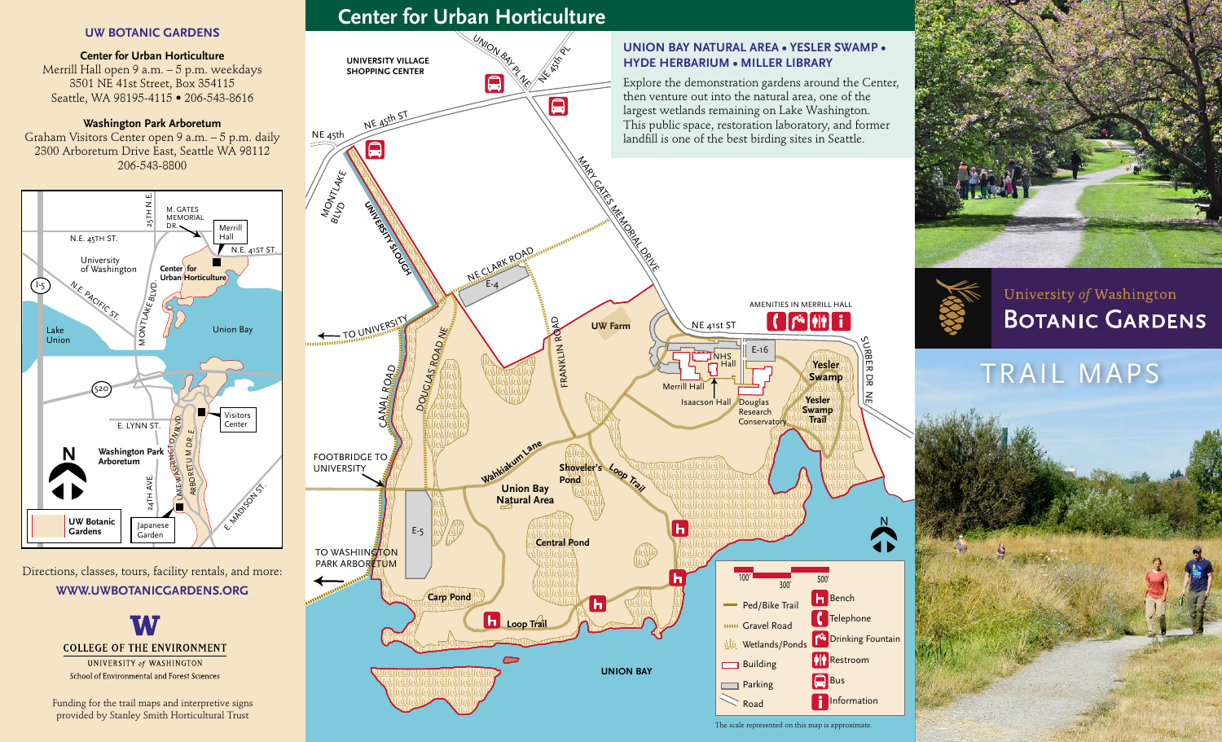## UW BOTANIC GARDENS

**Center for Urban Horticulture**
Merrill Hall open 9 a.m. – 5 p.m. weekdays
3501 NE 41st Street, Box 354115
Seattle, WA 98195-4115 • 206-543-8616

**Washington Park Arboretum**
Graham Visitors Center open 9 a.m. – 5 p.m. daily
2300 Arboretum Drive East, Seattle WA 98112
206-543-8800

25TH N.E.
M. GATES MEMORIAL DR
Merrill Hall
N.E. 45TH ST.
N.E. 41ST ST.
University of Washington
Center for Urban Horticulture
I-5
N.E. PACIFIC ST.
MONTLAKE BLVD.
Lake Union
Union Bay
520
E. LYNN ST.
Visitors Center
Washington Park Arboretum
LAKE WASHINGTON BLVD.
ARBORETUM DR. E.
24TH AVE.
E. MADISON ST.
N
UW Botanic Gardens
Japanese Garden

Directions, classes, tours, facility rentals, and more:

**WWW.UWBOTANICGARDENS.ORG**

COLLEGE OF THE ENVIRONMENT
UNIVERSITY of WASHINGTON
School of Environmental and Forest Sciences

Funding for the trail maps and interpretive signs provided by Stanley Smith Horticultural Trust

# Center for Urban Horticulture

## UNION BAY NATURAL AREA • YESLER SWAMP • HYDE HERBARIUM • MILLER LIBRARY

Explore the demonstration gardens around the Center, then venture out into the natural area, one of the largest wetlands remaining on Lake Washington. This public space, restoration laboratory, and former landfill is one of the best birding sites in Seattle.

UNIVERSITY VILLAGE SHOPPING CENTER
UNION BAY PL NE
NE 45th PL
NE 45th ST
NE 45th
MONTLAKE BLVD
UNIVERSITY SLOUGH
MARY GATES MEMORIAL DRIVE
NE CLARK ROAD
E-4
TO UNIVERSITY
CANAL ROAD
DOUGLAS ROAD NE
FRANKLIN ROAD
UW Farm
NE 41st ST
AMENITIES IN MERRILL HALL
E-16
NHS Hall
Merrill Hall
Isaacson Hall
Douglas Research Conservatory
Yesler Swamp
Yesler Swamp Trail
SURBER DR NE
FOOTBRIDGE TO UNIVERSITY
Wahkiakum Lane
Shoveler's Pond
Loop Trail
Union Bay Natural Area
E-5
Central Pond
TO WASHINGTON PARK ARBORETUM
Carp Pond
Loop Trail
UNION BAY
N

100'
300'
500'

Ped/Bike Trail
Gravel Road
Wetlands/Ponds
Building
Parking
Road
Bench
Telephone
Drinking Fountain
Restroom
Bus
Information

The scale represented on this map is approximate.

University of Washington
BOTANIC GARDENS

TRAIL MAPS